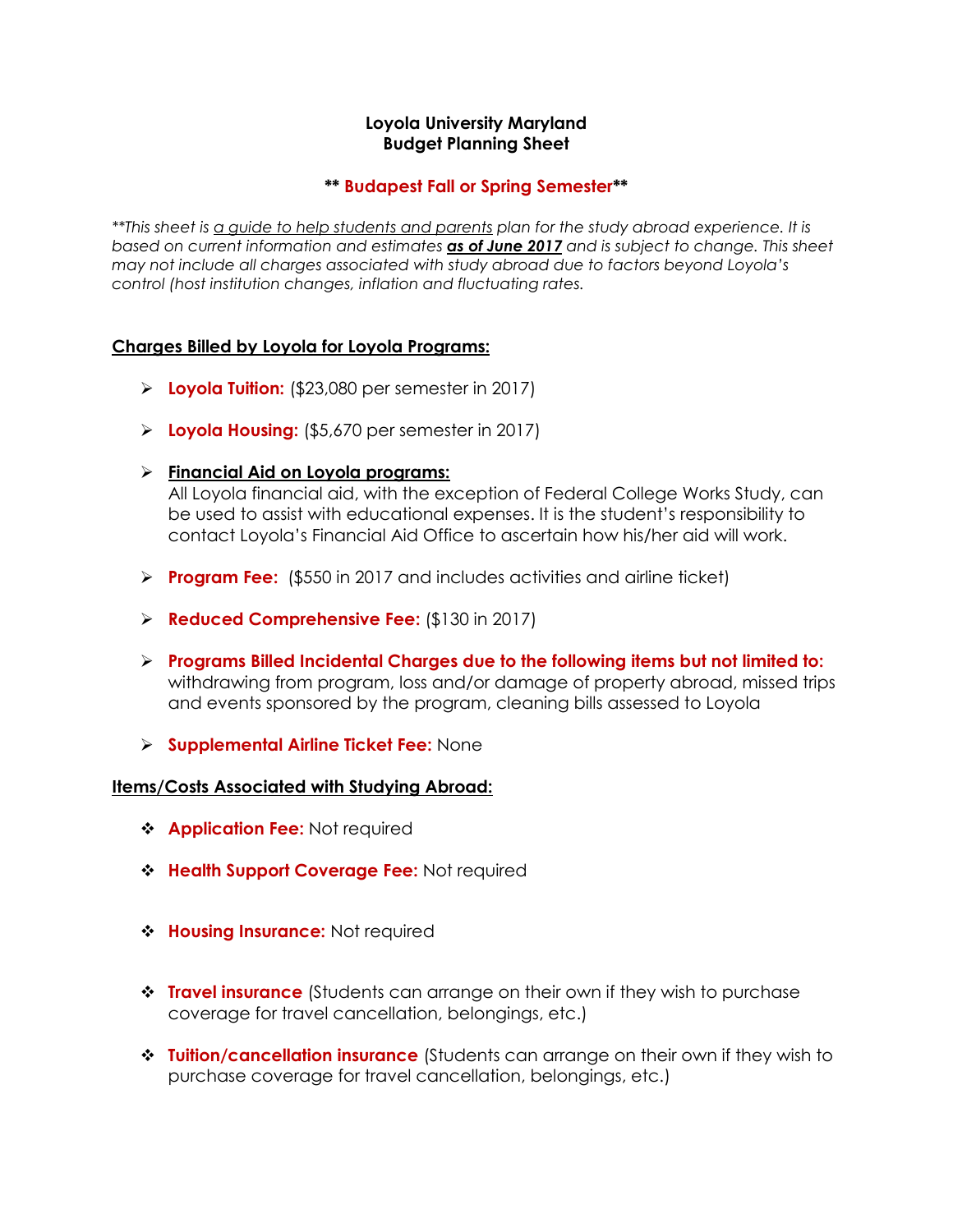**Loyola University Maryland**
**Budget Planning Sheet**

**\*\* Budapest Fall or Spring Semester\*\***

*\*\*This sheet is a guide to help students and parents plan for the study abroad experience. It is based on current information and estimates **as of June 2017** and is subject to change. This sheet may not include all charges associated with study abroad due to factors beyond Loyola's control (host institution changes, inflation and fluctuating rates.*

**Charges Billed by Loyola for Loyola Programs:**

- **Loyola Tuition:** ($23,080 per semester in 2017)
- **Loyola Housing:** ($5,670 per semester in 2017)
- **Financial Aid on Loyola programs:**
  All Loyola financial aid, with the exception of Federal College Works Study, can be used to assist with educational expenses. It is the student's responsibility to contact Loyola's Financial Aid Office to ascertain how his/her aid will work.
- **Program Fee:** ($550 in 2017 and includes activities and airline ticket)
- **Reduced Comprehensive Fee:** ($130 in 2017)
- **Programs Billed Incidental Charges due to the following items but not limited to:** withdrawing from program, loss and/or damage of property abroad, missed trips and events sponsored by the program, cleaning bills assessed to Loyola
- **Supplemental Airline Ticket Fee:** None

**Items/Costs Associated with Studying Abroad:**

- **Application Fee:** Not required
- **Health Support Coverage Fee:** Not required
- **Housing Insurance:** Not required
- **Travel insurance** (Students can arrange on their own if they wish to purchase coverage for travel cancellation, belongings, etc.)
- **Tuition/cancellation insurance** (Students can arrange on their own if they wish to purchase coverage for travel cancellation, belongings, etc.)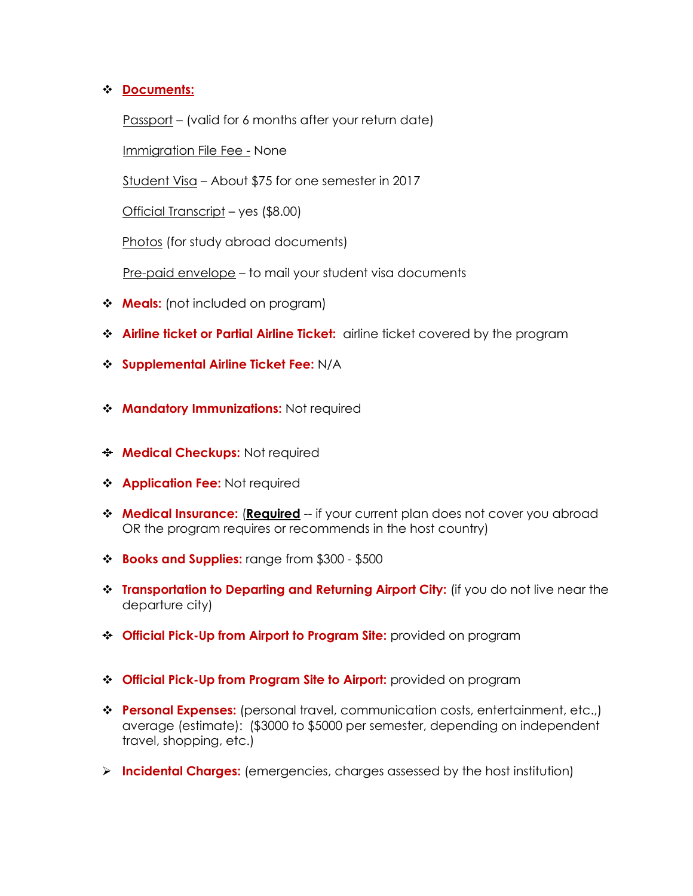- **Documents:**

  Passport – (valid for 6 months after your return date)

  Immigration File Fee - None

  Student Visa – About $75 for one semester in 2017

  Official Transcript – yes ($8.00)

  Photos (for study abroad documents)

  Pre-paid envelope – to mail your student visa documents

- **Meals:** (not included on program)

- **Airline ticket or Partial Airline Ticket:** airline ticket covered by the program

- **Supplemental Airline Ticket Fee:** N/A

- **Mandatory Immunizations:** Not required

- **Medical Checkups:** Not required

- **Application Fee:** Not required

- **Medical Insurance:** (**Required** -- if your current plan does not cover you abroad OR the program requires or recommends in the host country)

- **Books and Supplies:** range from $300 - $500

- **Transportation to Departing and Returning Airport City:** (if you do not live near the departure city)

- **Official Pick-Up from Airport to Program Site:** provided on program

- **Official Pick-Up from Program Site to Airport:** provided on program

- **Personal Expenses:** (personal travel, communication costs, entertainment, etc.,) average (estimate): ($3000 to $5000 per semester, depending on independent travel, shopping, etc.)

- **Incidental Charges:** (emergencies, charges assessed by the host institution)